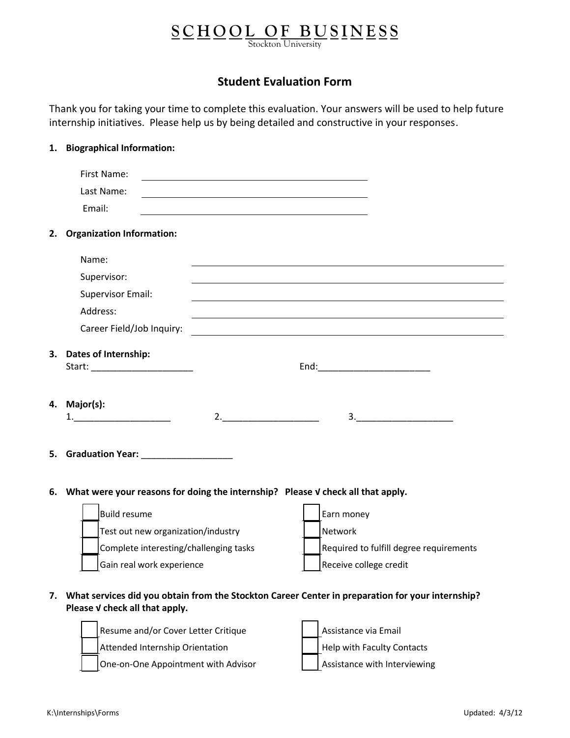# SCHOOL OF BUSINESS

Stockton University

## Student Evaluation Form

Thank you for taking your time to complete this evaluation. Your answers will be used to help future internship initiatives. Please help us by being detailed and constructive in your responses.

1. **Biographical Information:**

   First Name: ______________________________

   Last Name: ______________________________

   Email: ______________________________

2. **Organization Information:**

   Name: ______________________________

   Supervisor: ______________________________

   Supervisor Email: ______________________________

   Address: ______________________________

   Career Field/Job Inquiry: ______________________________

3. **Dates of Internship:**

   Start: ____________________ End: ______________________

4. **Major(s):**

   1.___________________ 2.___________________ 3.___________________

5. **Graduation Year:** __________________

6. **What were your reasons for doing the internship? Please √ check all that apply.**

   - [ ] Build resume
   - [ ] Test out new organization/industry
   - [ ] Complete interesting/challenging tasks
   - [ ] Gain real work experience
   - [ ] Earn money
   - [ ] Network
   - [ ] Required to fulfill degree requirements
   - [ ] Receive college credit

7. **What services did you obtain from the Stockton Career Center in preparation for your internship? Please √ check all that apply.**

   - [ ] Resume and/or Cover Letter Critique
   - [ ] Attended Internship Orientation
   - [ ] One-on-One Appointment with Advisor
   - [ ] Assistance via Email
   - [ ] Help with Faculty Contacts
   - [ ] Assistance with Interviewing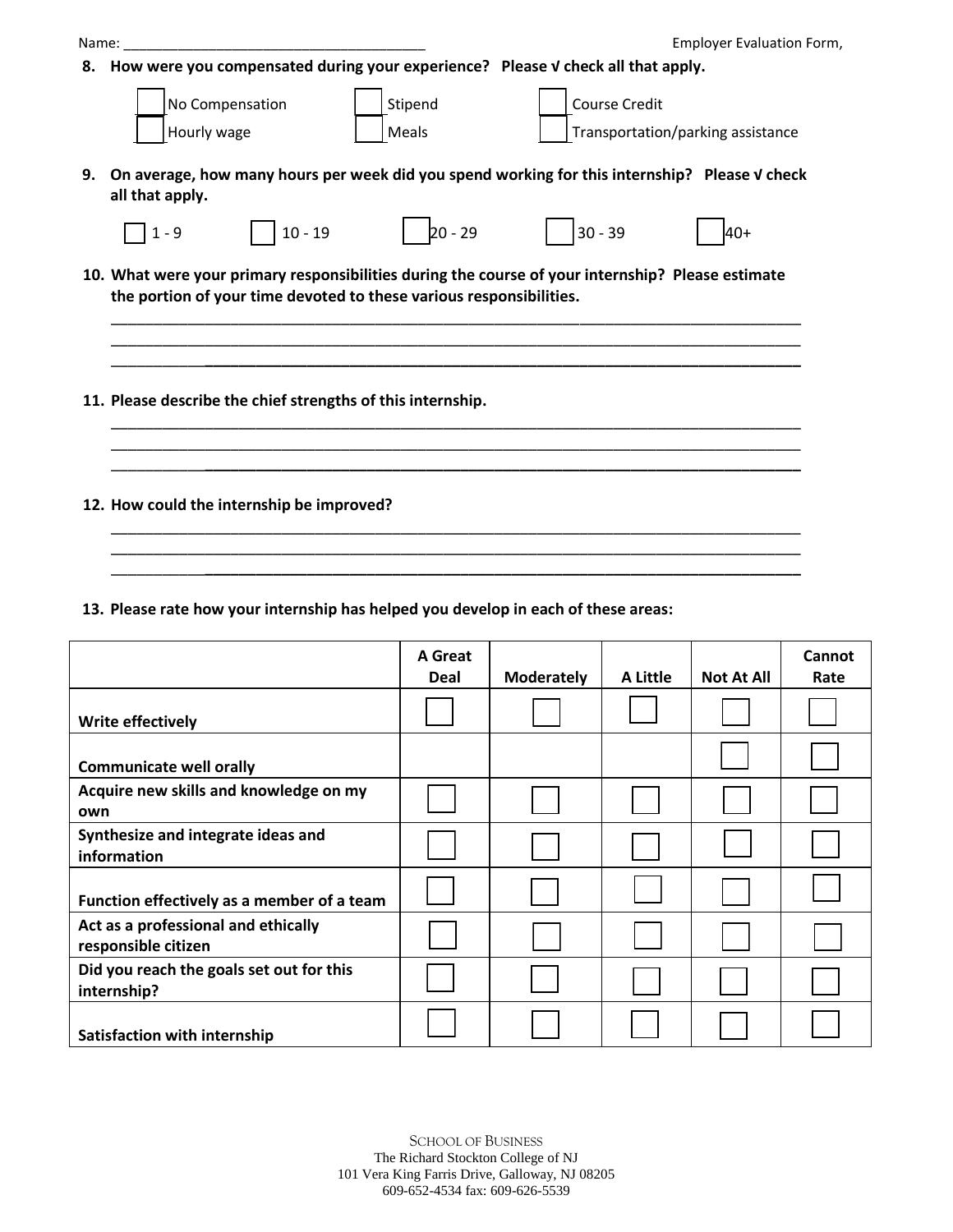Name: ______________________________________

Employer Evaluation Form,

**8. How were you compensated during your experience? Please √ check all that apply.**

☐ No Compensation ☐ Stipend ☐ Course Credit

☐ Hourly wage ☐ Meals ☐ Transportation/parking assistance

**9. On average, how many hours per week did you spend working for this internship? Please √ check all that apply.**

☐ 1 - 9 ☐ 10 - 19 ☐ 20 - 29 ☐ 30 - 39 ☐ 40+

**10. What were your primary responsibilities during the course of your internship? Please estimate the portion of your time devoted to these various responsibilities.**

_____________________________________________________________________________

_____________________________________________________________________________

_____________________________________________________________________________

**11. Please describe the chief strengths of this internship.**

_____________________________________________________________________________

_____________________________________________________________________________

_____________________________________________________________________________

**12. How could the internship be improved?**

_____________________________________________________________________________

_____________________________________________________________________________

_____________________________________________________________________________

**13. Please rate how your internship has helped you develop in each of these areas:**

| | A Great Deal | Moderately | A Little | Not At All | Cannot Rate |
|---|---|---|---|---|---|
| **Write effectively** | ☐ | ☐ | ☐ | ☐ | ☐ |
| **Communicate well orally** | | | | ☐ | ☐ |
| **Acquire new skills and knowledge on my own** | ☐ | ☐ | ☐ | ☐ | ☐ |
| **Synthesize and integrate ideas and information** | ☐ | ☐ | ☐ | ☐ | ☐ |
| **Function effectively as a member of a team** | ☐ | ☐ | ☐ | ☐ | ☐ |
| **Act as a professional and ethically responsible citizen** | ☐ | ☐ | ☐ | ☐ | ☐ |
| **Did you reach the goals set out for this internship?** | ☐ | ☐ | ☐ | ☐ | ☐ |
| **Satisfaction with internship** | ☐ | ☐ | ☐ | ☐ | ☐ |

SCHOOL OF BUSINESS
The Richard Stockton College of NJ
101 Vera King Farris Drive, Galloway, NJ 08205
609-652-4534 fax: 609-626-5539